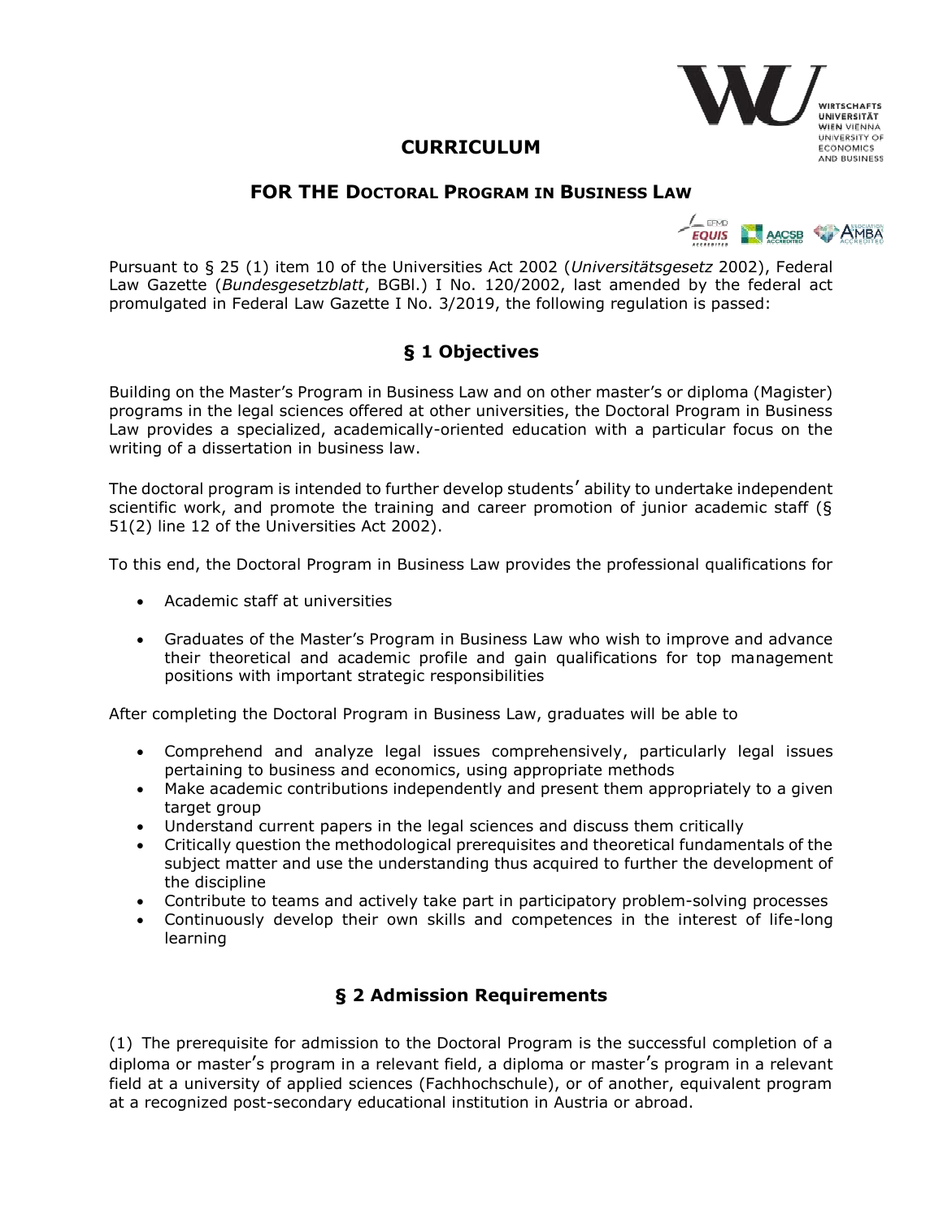# CURRICULUM

## FOR THE DOCTORAL PROGRAM IN BUSINESS LAW

Pursuant to § 25 (1) item 10 of the Universities Act 2002 (*Universitätsgesetz* 2002), Federal Law Gazette (*Bundesgesetzblatt*, BGBl.) I No. 120/2002, last amended by the federal act promulgated in Federal Law Gazette I No. 3/2019, the following regulation is passed:

## § 1 Objectives

Building on the Master's Program in Business Law and on other master's or diploma (Magister) programs in the legal sciences offered at other universities, the Doctoral Program in Business Law provides a specialized, academically-oriented education with a particular focus on the writing of a dissertation in business law.

The doctoral program is intended to further develop students' ability to undertake independent scientific work, and promote the training and career promotion of junior academic staff (§ 51(2) line 12 of the Universities Act 2002).

To this end, the Doctoral Program in Business Law provides the professional qualifications for

- Academic staff at universities
- Graduates of the Master's Program in Business Law who wish to improve and advance their theoretical and academic profile and gain qualifications for top management positions with important strategic responsibilities

After completing the Doctoral Program in Business Law, graduates will be able to

- Comprehend and analyze legal issues comprehensively, particularly legal issues pertaining to business and economics, using appropriate methods
- Make academic contributions independently and present them appropriately to a given target group
- Understand current papers in the legal sciences and discuss them critically
- Critically question the methodological prerequisites and theoretical fundamentals of the subject matter and use the understanding thus acquired to further the development of the discipline
- Contribute to teams and actively take part in participatory problem-solving processes
- Continuously develop their own skills and competences in the interest of life-long learning

## § 2 Admission Requirements

(1) The prerequisite for admission to the Doctoral Program is the successful completion of a diploma or master's program in a relevant field, a diploma or master's program in a relevant field at a university of applied sciences (Fachhochschule), or of another, equivalent program at a recognized post-secondary educational institution in Austria or abroad.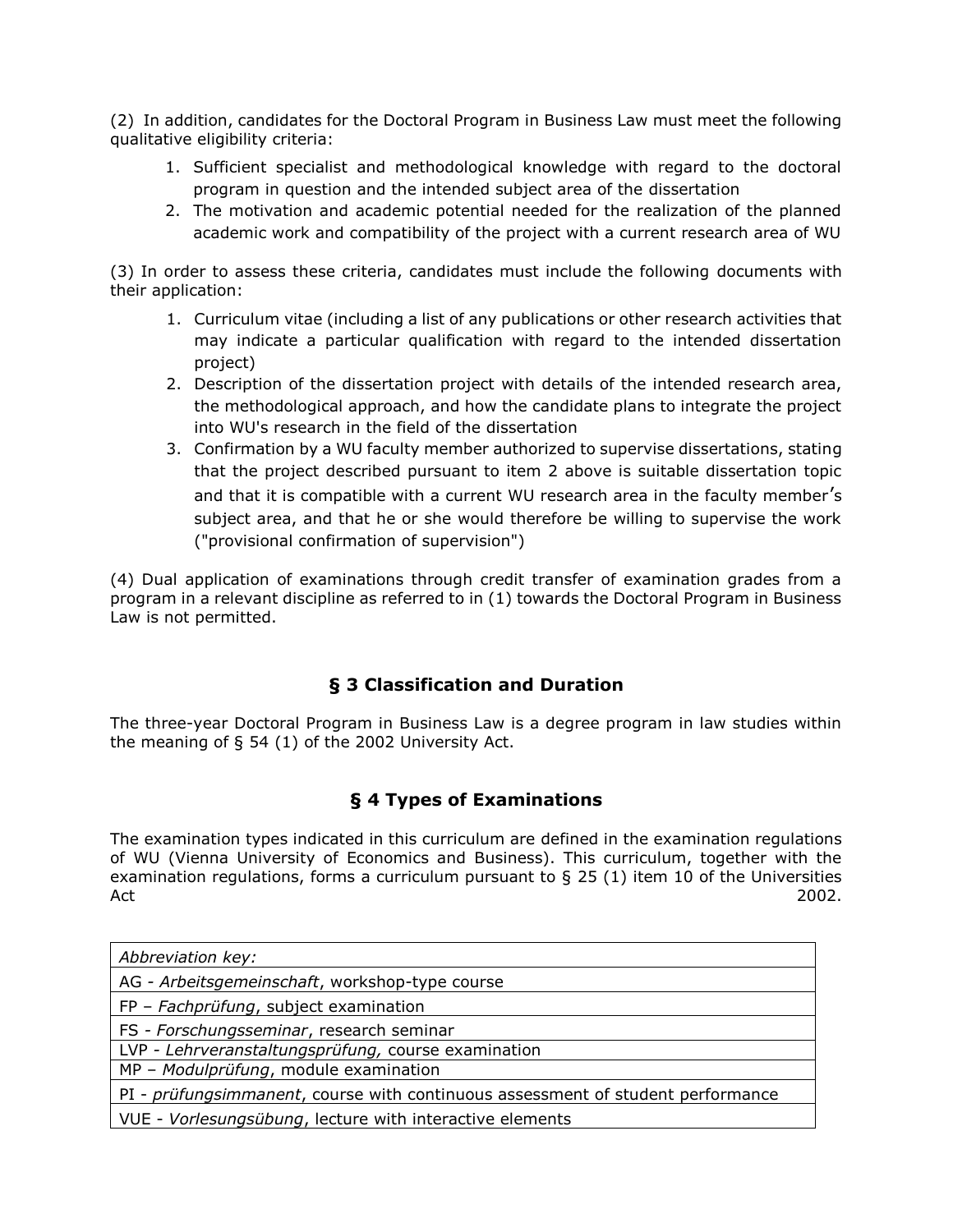(2) In addition, candidates for the Doctoral Program in Business Law must meet the following qualitative eligibility criteria:

1. Sufficient specialist and methodological knowledge with regard to the doctoral program in question and the intended subject area of the dissertation
2. The motivation and academic potential needed for the realization of the planned academic work and compatibility of the project with a current research area of WU

(3) In order to assess these criteria, candidates must include the following documents with their application:

1. Curriculum vitae (including a list of any publications or other research activities that may indicate a particular qualification with regard to the intended dissertation project)
2. Description of the dissertation project with details of the intended research area, the methodological approach, and how the candidate plans to integrate the project into WU's research in the field of the dissertation
3. Confirmation by a WU faculty member authorized to supervise dissertations, stating that the project described pursuant to item 2 above is suitable dissertation topic and that it is compatible with a current WU research area in the faculty member's subject area, and that he or she would therefore be willing to supervise the work ("provisional confirmation of supervision")

(4) Dual application of examinations through credit transfer of examination grades from a program in a relevant discipline as referred to in (1) towards the Doctoral Program in Business Law is not permitted.

## § 3 Classification and Duration

The three-year Doctoral Program in Business Law is a degree program in law studies within the meaning of § 54 (1) of the 2002 University Act.

## § 4 Types of Examinations

The examination types indicated in this curriculum are defined in the examination regulations of WU (Vienna University of Economics and Business). This curriculum, together with the examination regulations, forms a curriculum pursuant to § 25 (1) item 10 of the Universities Act 2002.

| *Abbreviation key:* |
|---|
| AG - *Arbeitsgemeinschaft*, workshop-type course |
| FP – *Fachprüfung*, subject examination |
| FS - *Forschungsseminar*, research seminar |
| LVP - *Lehrveranstaltungsprüfung,* course examination |
| MP – *Modulprüfung*, module examination |
| PI - *prüfungsimmanent*, course with continuous assessment of student performance |
| VUE - *Vorlesungsübung*, lecture with interactive elements |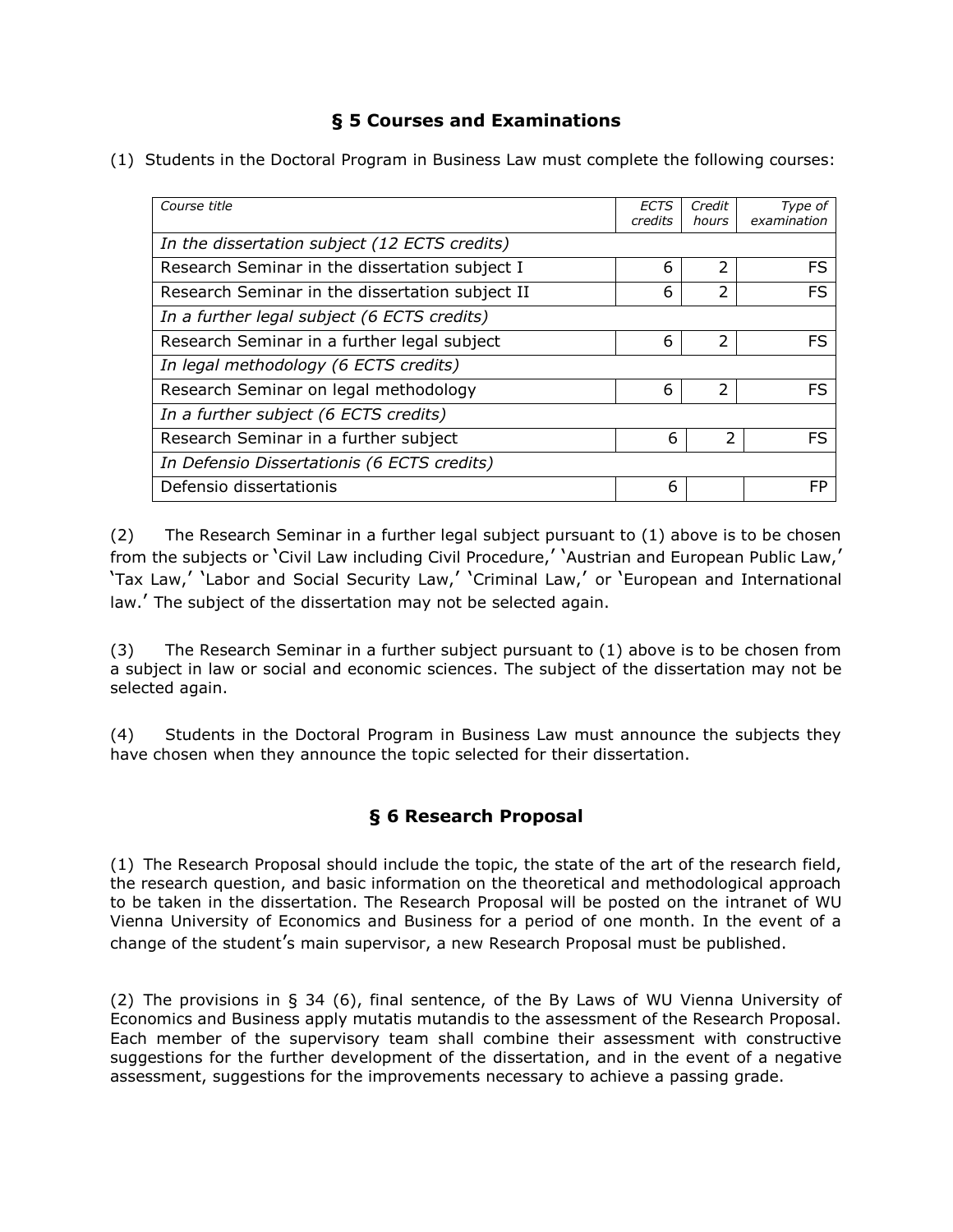## § 5 Courses and Examinations

(1) Students in the Doctoral Program in Business Law must complete the following courses:

| *Course title* | *ECTS credits* | *Credit hours* | *Type of examination* |
|---|---|---|---|
| *In the dissertation subject (12 ECTS credits)* | | | |
| Research Seminar in the dissertation subject I | 6 | 2 | FS |
| Research Seminar in the dissertation subject II | 6 | 2 | FS |
| *In a further legal subject (6 ECTS credits)* | | | |
| Research Seminar in a further legal subject | 6 | 2 | FS |
| *In legal methodology (6 ECTS credits)* | | | |
| Research Seminar on legal methodology | 6 | 2 | FS |
| *In a further subject (6 ECTS credits)* | | | |
| Research Seminar in a further subject | 6 | 2 | FS |
| *In Defensio Dissertationis (6 ECTS credits)* | | | |
| Defensio dissertationis | 6 | | FP |

(2) The Research Seminar in a further legal subject pursuant to (1) above is to be chosen from the subjects or 'Civil Law including Civil Procedure,' 'Austrian and European Public Law,' 'Tax Law,' 'Labor and Social Security Law,' 'Criminal Law,' or 'European and International law.' The subject of the dissertation may not be selected again.

(3) The Research Seminar in a further subject pursuant to (1) above is to be chosen from a subject in law or social and economic sciences. The subject of the dissertation may not be selected again.

(4) Students in the Doctoral Program in Business Law must announce the subjects they have chosen when they announce the topic selected for their dissertation.

## § 6 Research Proposal

(1) The Research Proposal should include the topic, the state of the art of the research field, the research question, and basic information on the theoretical and methodological approach to be taken in the dissertation. The Research Proposal will be posted on the intranet of WU Vienna University of Economics and Business for a period of one month. In the event of a change of the student's main supervisor, a new Research Proposal must be published.

(2) The provisions in § 34 (6), final sentence, of the By Laws of WU Vienna University of Economics and Business apply mutatis mutandis to the assessment of the Research Proposal. Each member of the supervisory team shall combine their assessment with constructive suggestions for the further development of the dissertation, and in the event of a negative assessment, suggestions for the improvements necessary to achieve a passing grade.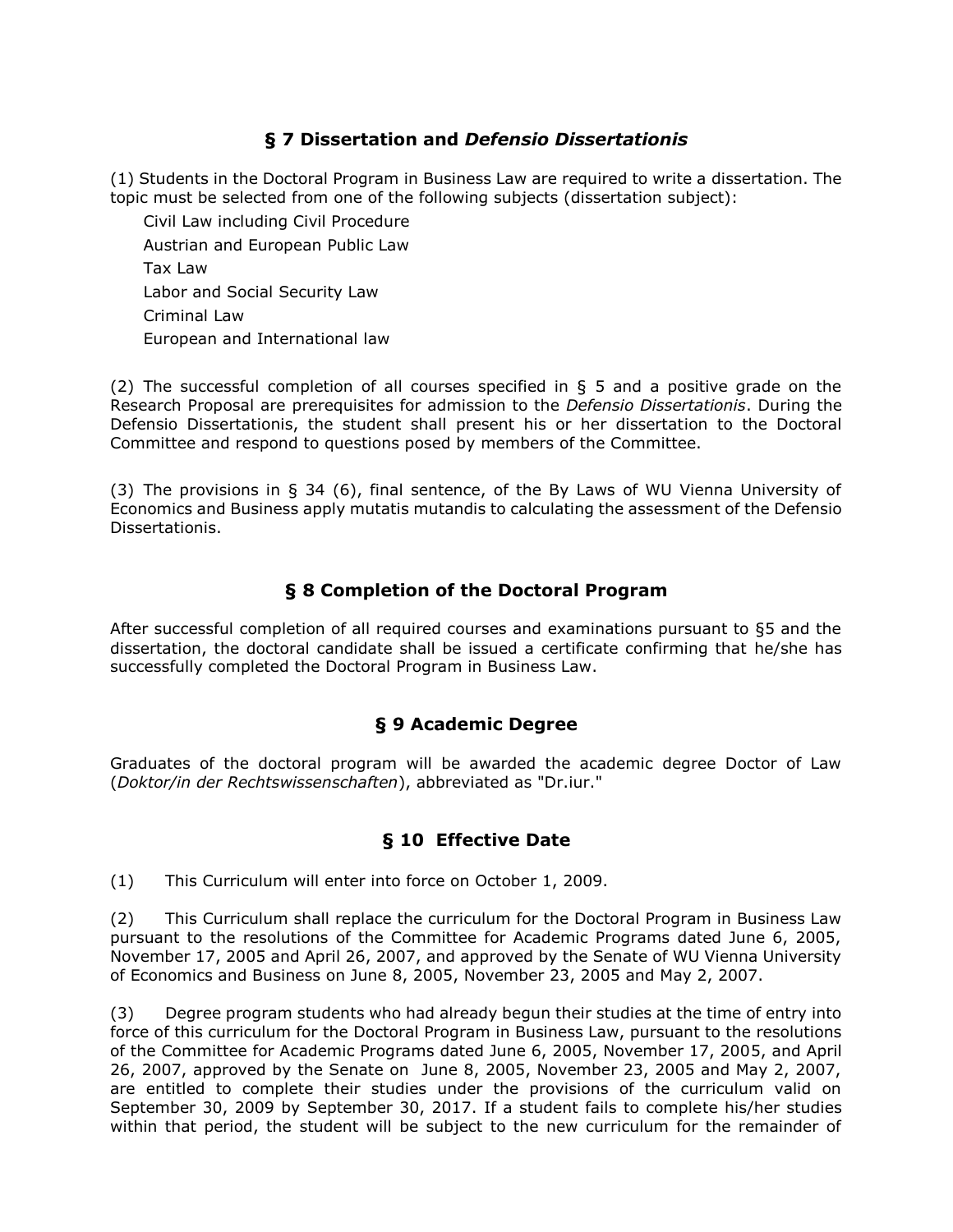## § 7 Dissertation and *Defensio Dissertationis*

(1) Students in the Doctoral Program in Business Law are required to write a dissertation. The topic must be selected from one of the following subjects (dissertation subject):

- Civil Law including Civil Procedure
- Austrian and European Public Law
- Tax Law
- Labor and Social Security Law
- Criminal Law
- European and International law

(2) The successful completion of all courses specified in § 5 and a positive grade on the Research Proposal are prerequisites for admission to the *Defensio Dissertationis*. During the Defensio Dissertationis, the student shall present his or her dissertation to the Doctoral Committee and respond to questions posed by members of the Committee.

(3) The provisions in § 34 (6), final sentence, of the By Laws of WU Vienna University of Economics and Business apply mutatis mutandis to calculating the assessment of the Defensio Dissertationis.

## § 8 Completion of the Doctoral Program

After successful completion of all required courses and examinations pursuant to §5 and the dissertation, the doctoral candidate shall be issued a certificate confirming that he/she has successfully completed the Doctoral Program in Business Law.

## § 9 Academic Degree

Graduates of the doctoral program will be awarded the academic degree Doctor of Law (*Doktor/in der Rechtswissenschaften*), abbreviated as "Dr.iur."

## § 10 Effective Date

(1) This Curriculum will enter into force on October 1, 2009.

(2) This Curriculum shall replace the curriculum for the Doctoral Program in Business Law pursuant to the resolutions of the Committee for Academic Programs dated June 6, 2005, November 17, 2005 and April 26, 2007, and approved by the Senate of WU Vienna University of Economics and Business on June 8, 2005, November 23, 2005 and May 2, 2007.

(3) Degree program students who had already begun their studies at the time of entry into force of this curriculum for the Doctoral Program in Business Law, pursuant to the resolutions of the Committee for Academic Programs dated June 6, 2005, November 17, 2005, and April 26, 2007, approved by the Senate on June 8, 2005, November 23, 2005 and May 2, 2007, are entitled to complete their studies under the provisions of the curriculum valid on September 30, 2009 by September 30, 2017. If a student fails to complete his/her studies within that period, the student will be subject to the new curriculum for the remainder of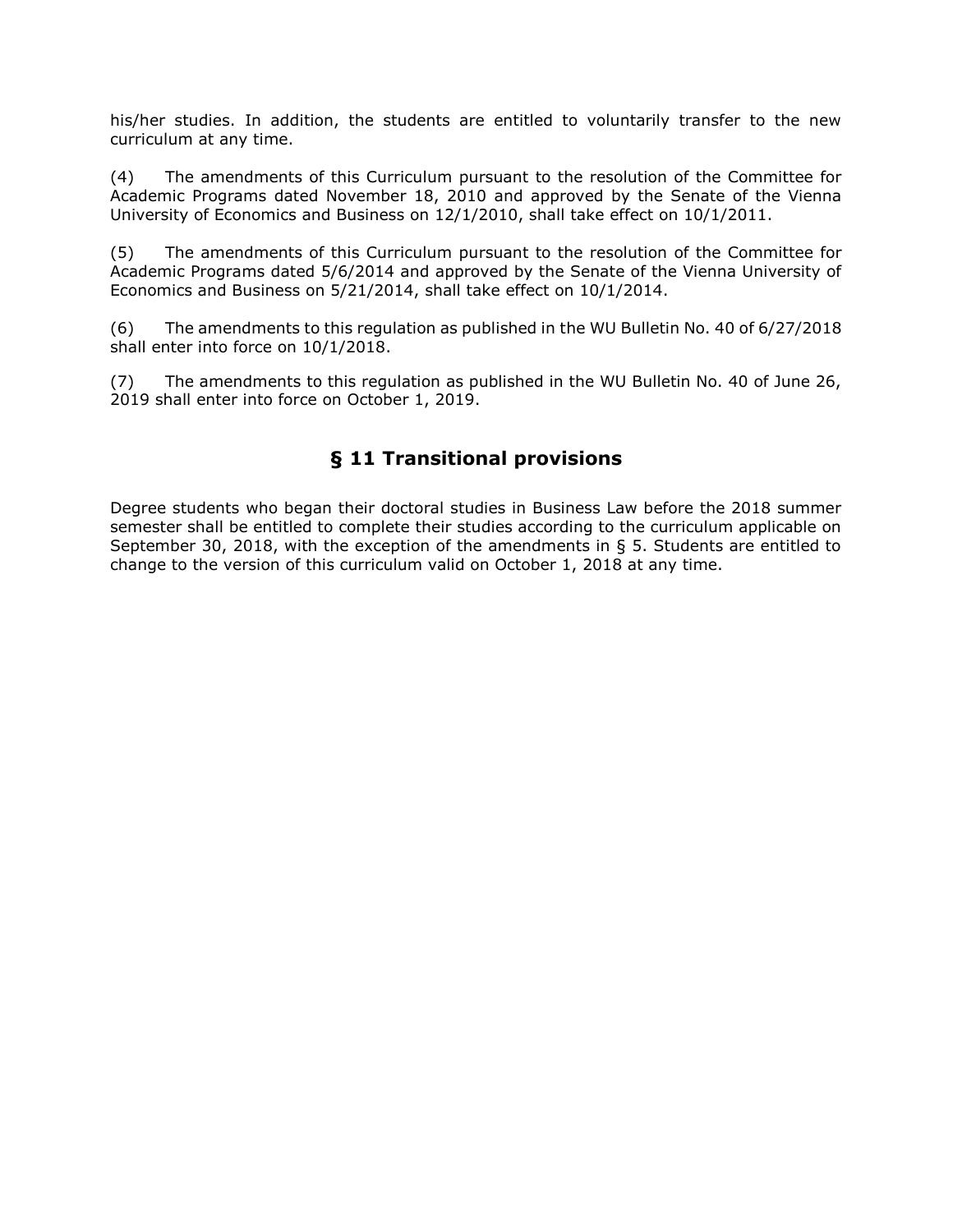his/her studies. In addition, the students are entitled to voluntarily transfer to the new curriculum at any time.

(4) The amendments of this Curriculum pursuant to the resolution of the Committee for Academic Programs dated November 18, 2010 and approved by the Senate of the Vienna University of Economics and Business on 12/1/2010, shall take effect on 10/1/2011.

(5) The amendments of this Curriculum pursuant to the resolution of the Committee for Academic Programs dated 5/6/2014 and approved by the Senate of the Vienna University of Economics and Business on 5/21/2014, shall take effect on 10/1/2014.

(6) The amendments to this regulation as published in the WU Bulletin No. 40 of 6/27/2018 shall enter into force on 10/1/2018.

(7) The amendments to this regulation as published in the WU Bulletin No. 40 of June 26, 2019 shall enter into force on October 1, 2019.

## § 11 Transitional provisions

Degree students who began their doctoral studies in Business Law before the 2018 summer semester shall be entitled to complete their studies according to the curriculum applicable on September 30, 2018, with the exception of the amendments in § 5. Students are entitled to change to the version of this curriculum valid on October 1, 2018 at any time.